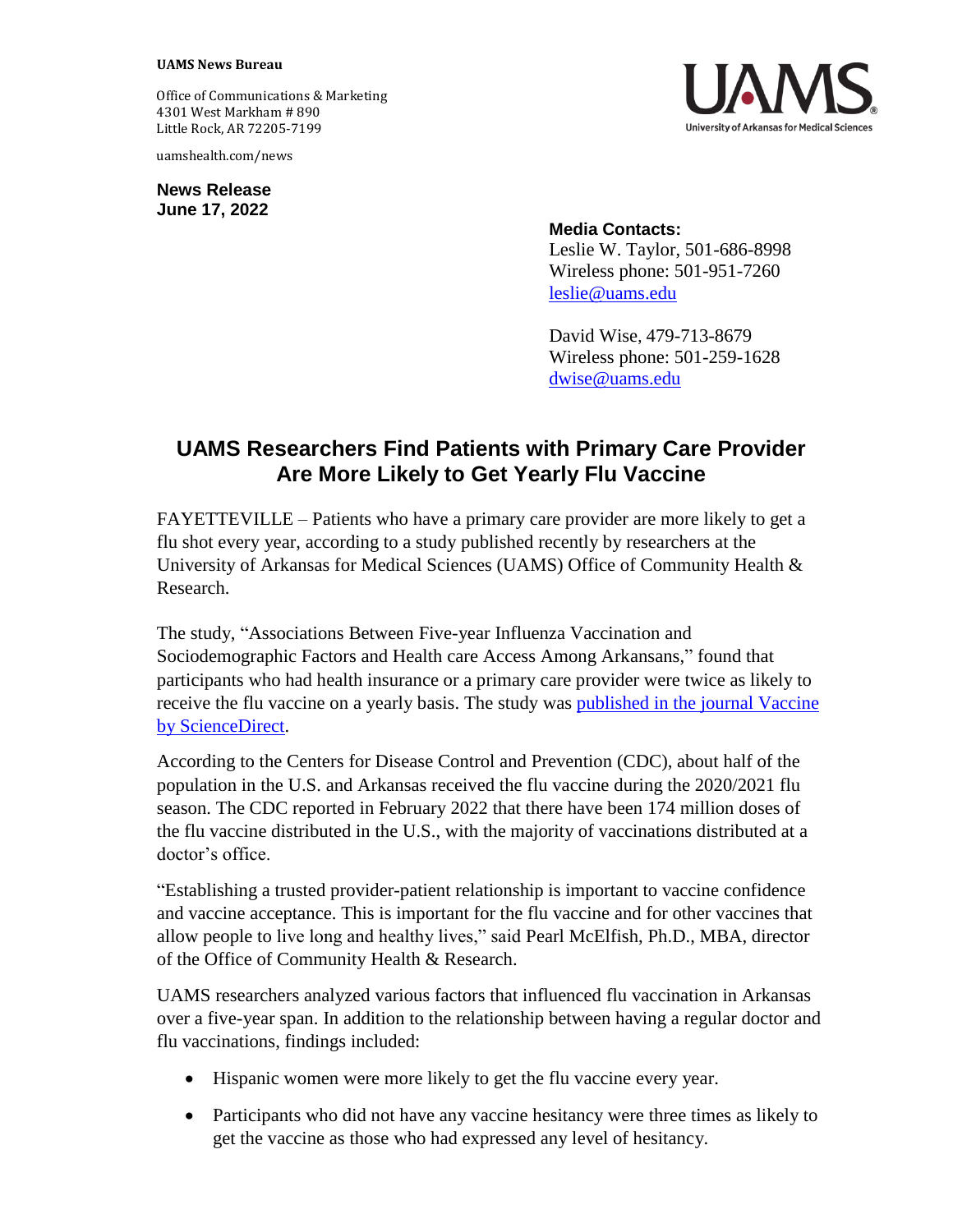**UAMS News Bureau**

Office of Communications & Marketing
4301 West Markham # 890
Little Rock, AR 72205-7199

uamshealth.com/news

UAMS
University of Arkansas for Medical Sciences

**News Release**
**June 17, 2022**

**Media Contacts:**
Leslie W. Taylor, 501-686-8998
Wireless phone: 501-951-7260
leslie@uams.edu

David Wise, 479-713-8679
Wireless phone: 501-259-1628
dwise@uams.edu

# UAMS Researchers Find Patients with Primary Care Provider Are More Likely to Get Yearly Flu Vaccine

FAYETTEVILLE – Patients who have a primary care provider are more likely to get a flu shot every year, according to a study published recently by researchers at the University of Arkansas for Medical Sciences (UAMS) Office of Community Health & Research.

The study, "Associations Between Five-year Influenza Vaccination and Sociodemographic Factors and Health care Access Among Arkansans," found that participants who had health insurance or a primary care provider were twice as likely to receive the flu vaccine on a yearly basis. The study was published in the journal Vaccine by ScienceDirect.

According to the Centers for Disease Control and Prevention (CDC), about half of the population in the U.S. and Arkansas received the flu vaccine during the 2020/2021 flu season. The CDC reported in February 2022 that there have been 174 million doses of the flu vaccine distributed in the U.S., with the majority of vaccinations distributed at a doctor's office.

"Establishing a trusted provider-patient relationship is important to vaccine confidence and vaccine acceptance. This is important for the flu vaccine and for other vaccines that allow people to live long and healthy lives," said Pearl McElfish, Ph.D., MBA, director of the Office of Community Health & Research.

UAMS researchers analyzed various factors that influenced flu vaccination in Arkansas over a five-year span. In addition to the relationship between having a regular doctor and flu vaccinations, findings included:

- Hispanic women were more likely to get the flu vaccine every year.
- Participants who did not have any vaccine hesitancy were three times as likely to get the vaccine as those who had expressed any level of hesitancy.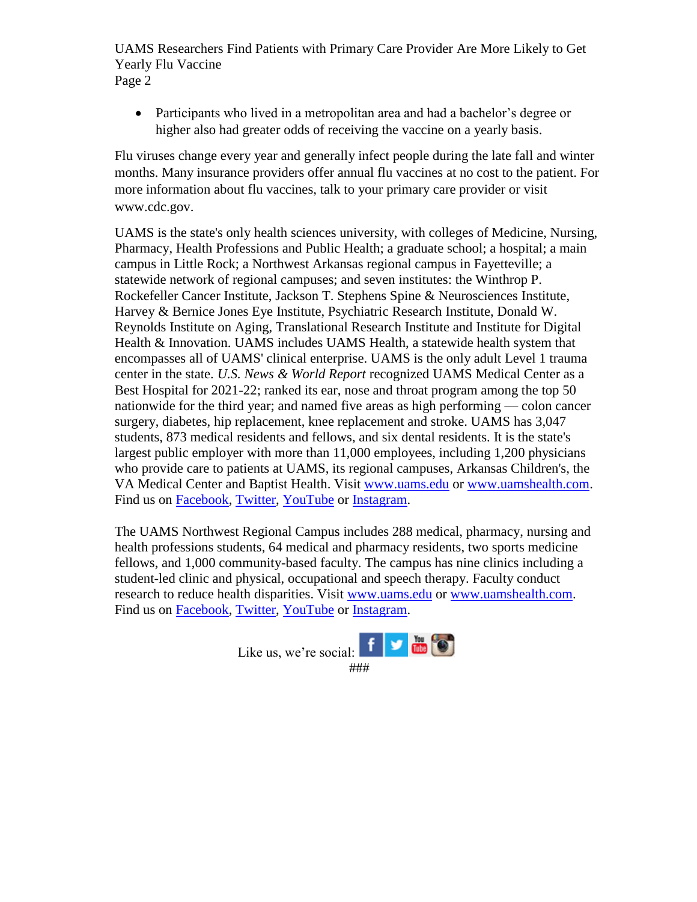- Participants who lived in a metropolitan area and had a bachelor's degree or higher also had greater odds of receiving the vaccine on a yearly basis.

Flu viruses change every year and generally infect people during the late fall and winter months. Many insurance providers offer annual flu vaccines at no cost to the patient. For more information about flu vaccines, talk to your primary care provider or visit www.cdc.gov.

UAMS is the state's only health sciences university, with colleges of Medicine, Nursing, Pharmacy, Health Professions and Public Health; a graduate school; a hospital; a main campus in Little Rock; a Northwest Arkansas regional campus in Fayetteville; a statewide network of regional campuses; and seven institutes: the Winthrop P. Rockefeller Cancer Institute, Jackson T. Stephens Spine & Neurosciences Institute, Harvey & Bernice Jones Eye Institute, Psychiatric Research Institute, Donald W. Reynolds Institute on Aging, Translational Research Institute and Institute for Digital Health & Innovation. UAMS includes UAMS Health, a statewide health system that encompasses all of UAMS' clinical enterprise. UAMS is the only adult Level 1 trauma center in the state. *U.S. News & World Report* recognized UAMS Medical Center as a Best Hospital for 2021-22; ranked its ear, nose and throat program among the top 50 nationwide for the third year; and named five areas as high performing — colon cancer surgery, diabetes, hip replacement, knee replacement and stroke. UAMS has 3,047 students, 873 medical residents and fellows, and six dental residents. It is the state's largest public employer with more than 11,000 employees, including 1,200 physicians who provide care to patients at UAMS, its regional campuses, Arkansas Children's, the VA Medical Center and Baptist Health. Visit www.uams.edu or www.uamshealth.com. Find us on Facebook, Twitter, YouTube or Instagram.

The UAMS Northwest Regional Campus includes 288 medical, pharmacy, nursing and health professions students, 64 medical and pharmacy residents, two sports medicine fellows, and 1,000 community-based faculty. The campus has nine clinics including a student-led clinic and physical, occupational and speech therapy. Faculty conduct research to reduce health disparities. Visit www.uams.edu or www.uamshealth.com. Find us on Facebook, Twitter, YouTube or Instagram.

Like us, we're social:

###